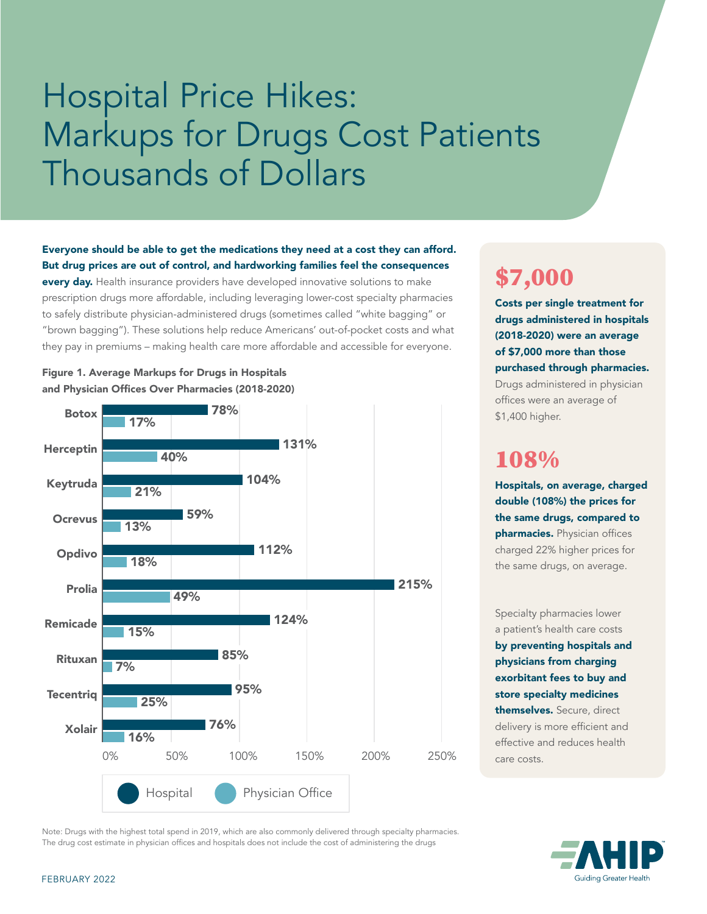# Hospital Price Hikes: Markups for Drugs Cost Patients Thousands of Dollars

**Everyone should be able to get the medications they need at a cost they can afford. But drug prices are out of control, and hardworking families feel the consequences every day.** Health insurance providers have developed innovative solutions to make prescription drugs more affordable, including leveraging lower-cost specialty pharmacies to safely distribute physician-administered drugs (sometimes called "white bagging" or "brown bagging"). These solutions help reduce Americans' out-of-pocket costs and what they pay in premiums – making health care more affordable and accessible for everyone.

**Figure 1. Average Markups for Drugs in Hospitals and Physician Offices Over Pharmacies (2018-2020)**

| Drug | Hospital | Physician Office |
|---|---|---|
| Botox | 78% | 17% |
| Herceptin | 131% | 40% |
| Keytruda | 104% | 21% |
| Ocrevus | 59% | 13% |
| Opdivo | 112% | 18% |
| Prolia | 215% | 49% |
| Remicade | 124% | 15% |
| Rituxan | 85% | 7% |
| Tecentriq | 95% | 25% |
| Xolair | 76% | 16% |

## $7,000

**Costs per single treatment for drugs administered in hospitals (2018-2020) were an average of $7,000 more than those purchased through pharmacies.** Drugs administered in physician offices were an average of $1,400 higher.

## 108%

**Hospitals, on average, charged double (108%) the prices for the same drugs, compared to pharmacies.** Physician offices charged 22% higher prices for the same drugs, on average.

Specialty pharmacies lower a patient's health care costs **by preventing hospitals and physicians from charging exorbitant fees to buy and store specialty medicines themselves.** Secure, direct delivery is more efficient and effective and reduces health care costs.

Note: Drugs with the highest total spend in 2019, which are also commonly delivered through specialty pharmacies. The drug cost estimate in physician offices and hospitals does not include the cost of administering the drugs

FEBRUARY 2022

AHIP Guiding Greater Health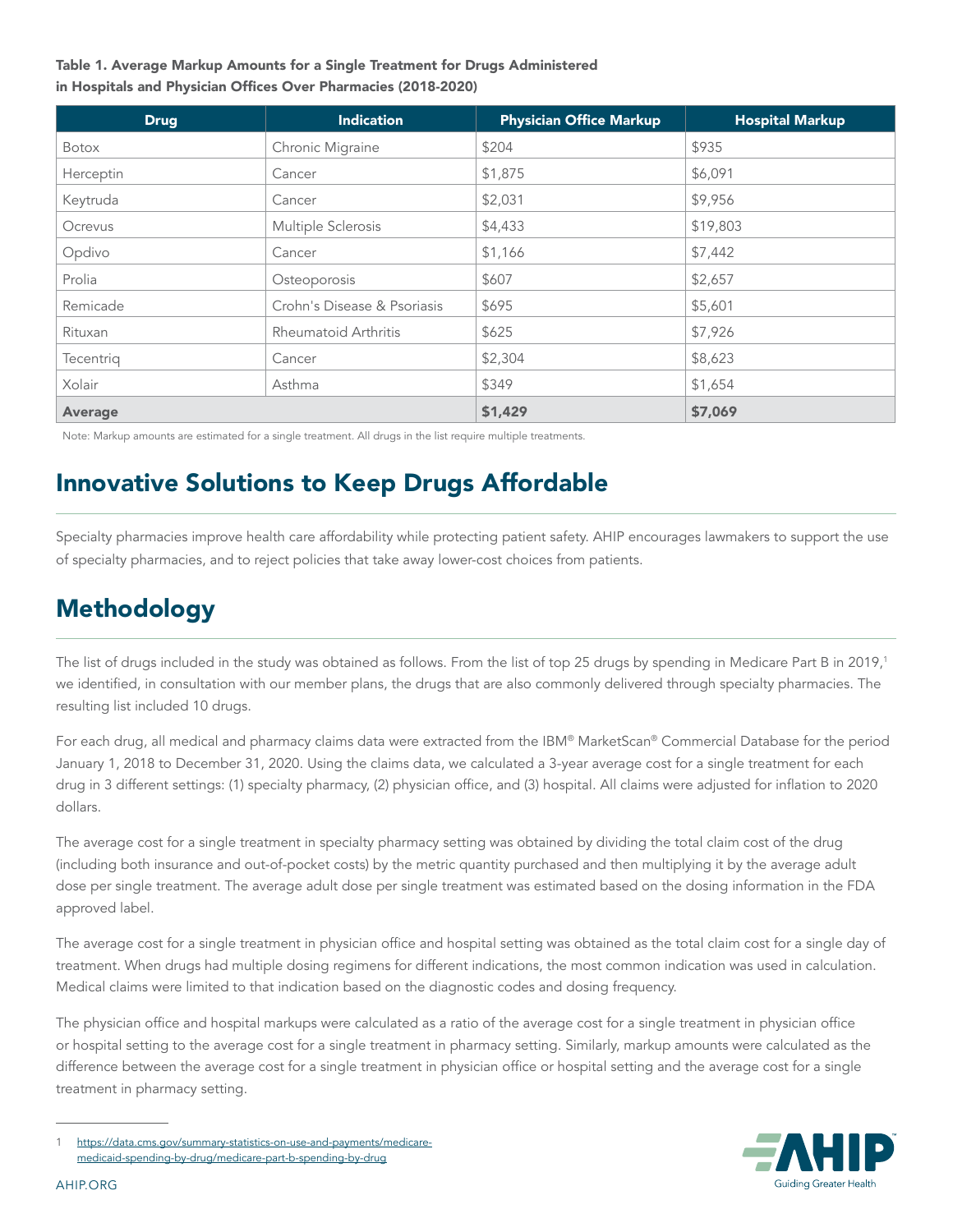**Table 1. Average Markup Amounts for a Single Treatment for Drugs Administered in Hospitals and Physician Offices Over Pharmacies (2018-2020)**

| Drug | Indication | Physician Office Markup | Hospital Markup |
|---|---|---|---|
| Botox | Chronic Migraine | $204 | $935 |
| Herceptin | Cancer | $1,875 | $6,091 |
| Keytruda | Cancer | $2,031 | $9,956 |
| Ocrevus | Multiple Sclerosis | $4,433 | $19,803 |
| Opdivo | Cancer | $1,166 | $7,442 |
| Prolia | Osteoporosis | $607 | $2,657 |
| Remicade | Crohn's Disease & Psoriasis | $695 | $5,601 |
| Rituxan | Rheumatoid Arthritis | $625 | $7,926 |
| Tecentriq | Cancer | $2,304 | $8,623 |
| Xolair | Asthma | $349 | $1,654 |
| **Average** | | **$1,429** | **$7,069** |

Note: Markup amounts are estimated for a single treatment. All drugs in the list require multiple treatments.

## Innovative Solutions to Keep Drugs Affordable

Specialty pharmacies improve health care affordability while protecting patient safety. AHIP encourages lawmakers to support the use of specialty pharmacies, and to reject policies that take away lower-cost choices from patients.

## Methodology

The list of drugs included in the study was obtained as follows. From the list of top 25 drugs by spending in Medicare Part B in 2019,[1] we identified, in consultation with our member plans, the drugs that are also commonly delivered through specialty pharmacies. The resulting list included 10 drugs.

For each drug, all medical and pharmacy claims data were extracted from the IBM® MarketScan® Commercial Database for the period January 1, 2018 to December 31, 2020. Using the claims data, we calculated a 3-year average cost for a single treatment for each drug in 3 different settings: (1) specialty pharmacy, (2) physician office, and (3) hospital. All claims were adjusted for inflation to 2020 dollars.

The average cost for a single treatment in specialty pharmacy setting was obtained by dividing the total claim cost of the drug (including both insurance and out-of-pocket costs) by the metric quantity purchased and then multiplying it by the average adult dose per single treatment. The average adult dose per single treatment was estimated based on the dosing information in the FDA approved label.

The average cost for a single treatment in physician office and hospital setting was obtained as the total claim cost for a single day of treatment. When drugs had multiple dosing regimens for different indications, the most common indication was used in calculation. Medical claims were limited to that indication based on the diagnostic codes and dosing frequency.

The physician office and hospital markups were calculated as a ratio of the average cost for a single treatment in physician office or hospital setting to the average cost for a single treatment in pharmacy setting. Similarly, markup amounts were calculated as the difference between the average cost for a single treatment in physician office or hospital setting and the average cost for a single treatment in pharmacy setting.

1 https://data.cms.gov/summary-statistics-on-use-and-payments/medicare-medicaid-spending-by-drug/medicare-part-b-spending-by-drug